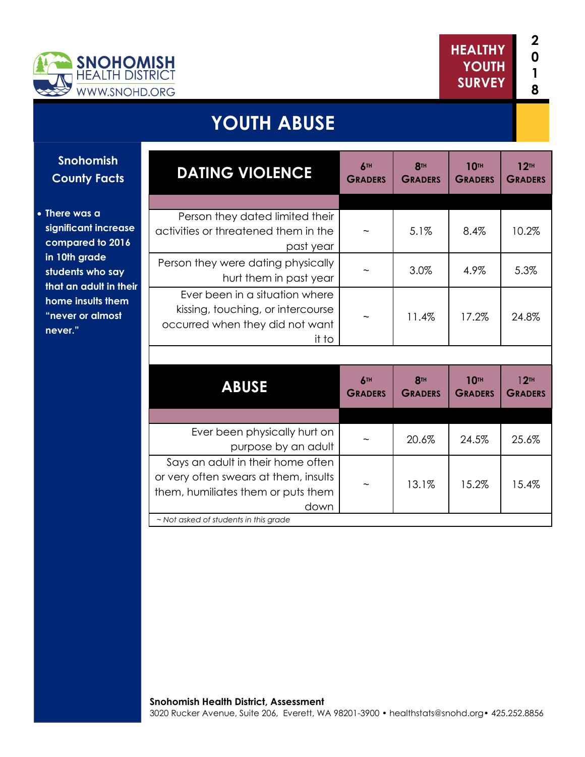HEALTHY YOUTH SURVEY 2018

# YOUTH ABUSE

## Snohomish County Facts

- There was a significant increase compared to 2016 in 10th grade students who say that an adult in their home insults them "never or almost never."

| DATING VIOLENCE | 6TH GRADERS | 8TH GRADERS | 10TH GRADERS | 12TH GRADERS |
|---|---|---|---|---|
| Person they dated limited their activities or threatened them in the past year | ~ | 5.1% | 8.4% | 10.2% |
| Person they were dating physically hurt them in past year | ~ | 3.0% | 4.9% | 5.3% |
| Ever been in a situation where kissing, touching, or intercourse occurred when they did not want it to | ~ | 11.4% | 17.2% | 24.8% |

| ABUSE | 6TH GRADERS | 8TH GRADERS | 10TH GRADERS | 12TH GRADERS |
|---|---|---|---|---|
| Ever been physically hurt on purpose by an adult | ~ | 20.6% | 24.5% | 25.6% |
| Says an adult in their home often or very often swears at them, insults them, humiliates them or puts them down | ~ | 13.1% | 15.2% | 15.4% |

*~ Not asked of students in this grade*

**Snohomish Health District, Assessment**
3020 Rucker Avenue, Suite 206, Everett, WA 98201-3900 • healthstats@snohd.org • 425.252.8856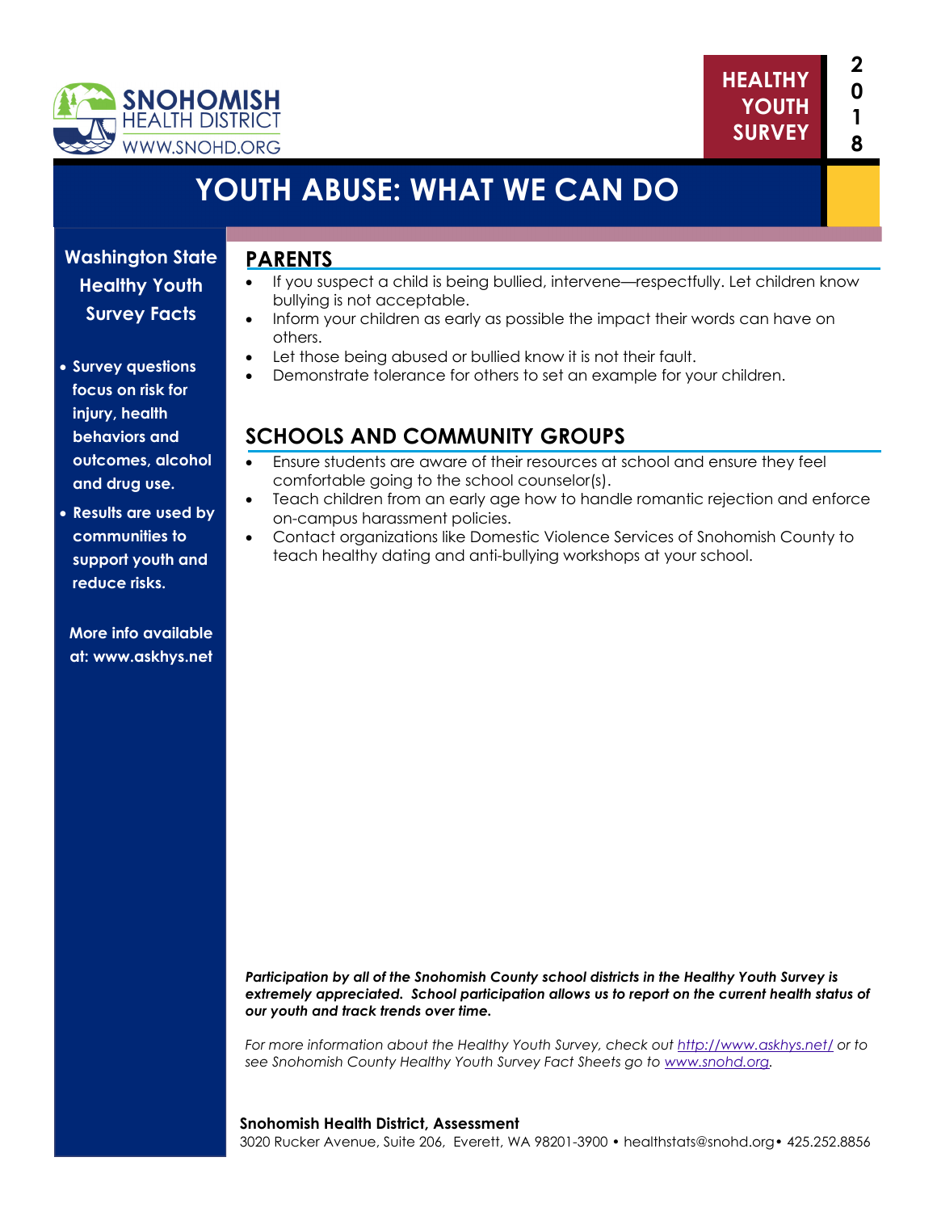# YOUTH ABUSE: WHAT WE CAN DO

**Washington State Healthy Youth Survey Facts**

- **Survey questions focus on risk for injury, health behaviors and outcomes, alcohol and drug use.**
- **Results are used by communities to support youth and reduce risks.**

**More info available at: www.askhys.net**

## PARENTS

- If you suspect a child is being bullied, intervene—respectfully. Let children know bullying is not acceptable.
- Inform your children as early as possible the impact their words can have on others.
- Let those being abused or bullied know it is not their fault.
- Demonstrate tolerance for others to set an example for your children.

## SCHOOLS AND COMMUNITY GROUPS

- Ensure students are aware of their resources at school and ensure they feel comfortable going to the school counselor(s).
- Teach children from an early age how to handle romantic rejection and enforce on-campus harassment policies.
- Contact organizations like Domestic Violence Services of Snohomish County to teach healthy dating and anti-bullying workshops at your school.

***Participation by all of the Snohomish County school districts in the Healthy Youth Survey is extremely appreciated. School participation allows us to report on the current health status of our youth and track trends over time.***

*For more information about the Healthy Youth Survey, check out http://www.askhys.net/ or to see Snohomish County Healthy Youth Survey Fact Sheets go to www.snohd.org.*

**Snohomish Health District, Assessment**
3020 Rucker Avenue, Suite 206, Everett, WA 98201-3900 • healthstats@snohd.org • 425.252.8856